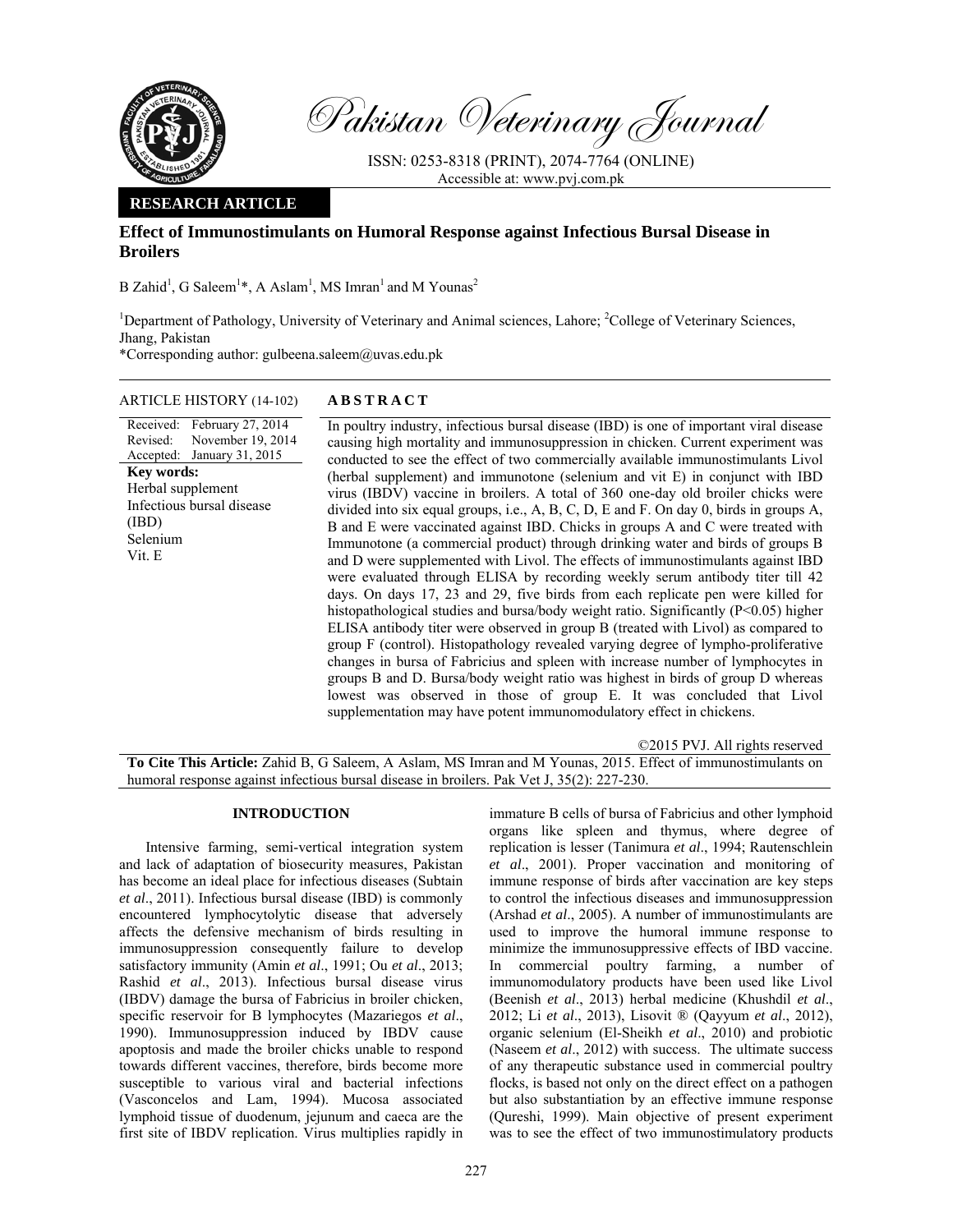Pakistan Veterinary Journal

ISSN: 0253-8318 (PRINT), 2074-7764 (ONLINE)
Accessible at: www.pvj.com.pk

**RESEARCH ARTICLE**

# Effect of Immunostimulants on Humoral Response against Infectious Bursal Disease in Broilers

B Zahid[1], G Saleem[1]*, A Aslam[1], MS Imran[1] and M Younas[2]

[1]Department of Pathology, University of Veterinary and Animal sciences, Lahore; [2]College of Veterinary Sciences, Jhang, Pakistan

*Corresponding author: gulbeena.saleem@uvas.edu.pk

**ARTICLE HISTORY** (14-102)

Received: February 27, 2014
Revised: November 19, 2014
Accepted: January 31, 2015

**Key words:**
Herbal supplement
Infectious bursal disease (IBD)
Selenium
Vit. E

## ABSTRACT

In poultry industry, infectious bursal disease (IBD) is one of important viral disease causing high mortality and immunosuppression in chicken. Current experiment was conducted to see the effect of two commercially available immunostimulants Livol (herbal supplement) and immunotone (selenium and vit E) in conjunct with IBD virus (IBDV) vaccine in broilers. A total of 360 one-day old broiler chicks were divided into six equal groups, i.e., A, B, C, D, E and F. On day 0, birds in groups A, B and E were vaccinated against IBD. Chicks in groups A and C were treated with Immunotone (a commercial product) through drinking water and birds of groups B and D were supplemented with Livol. The effects of immunostimulants against IBD were evaluated through ELISA by recording weekly serum antibody titer till 42 days. On days 17, 23 and 29, five birds from each replicate pen were killed for histopathological studies and bursa/body weight ratio. Significantly ($P<0.05$) higher ELISA antibody titer were observed in group B (treated with Livol) as compared to group F (control). Histopathology revealed varying degree of lympho-proliferative changes in bursa of Fabricius and spleen with increase number of lymphocytes in groups B and D. Bursa/body weight ratio was highest in birds of group D whereas lowest was observed in those of group E. It was concluded that Livol supplementation may have potent immunomodulatory effect in chickens.

©2015 PVJ. All rights reserved

**To Cite This Article:** Zahid B, G Saleem, A Aslam, MS Imran and M Younas, 2015. Effect of immunostimulants on humoral response against infectious bursal disease in broilers. Pak Vet J, 35(2): 227-230.

## INTRODUCTION

Intensive farming, semi-vertical integration system and lack of adaptation of biosecurity measures, Pakistan has become an ideal place for infectious diseases (Subtain *et al*., 2011). Infectious bursal disease (IBD) is commonly encountered lymphocytolytic disease that adversely affects the defensive mechanism of birds resulting in immunosuppression consequently failure to develop satisfactory immunity (Amin *et al*., 1991; Ou *et al*., 2013; Rashid *et al*., 2013). Infectious bursal disease virus (IBDV) damage the bursa of Fabricius in broiler chicken, specific reservoir for B lymphocytes (Mazariegos *et al*., 1990). Immunosuppression induced by IBDV cause apoptosis and made the broiler chicks unable to respond towards different vaccines, therefore, birds become more susceptible to various viral and bacterial infections (Vasconcelos and Lam, 1994). Mucosa associated lymphoid tissue of duodenum, jejunum and caeca are the first site of IBDV replication. Virus multiplies rapidly in immature B cells of bursa of Fabricius and other lymphoid organs like spleen and thymus, where degree of replication is lesser (Tanimura *et al*., 1994; Rautenschlein *et al*., 2001). Proper vaccination and monitoring of immune response of birds after vaccination are key steps to control the infectious diseases and immunosuppression (Arshad *et al*., 2005). A number of immunostimulants are used to improve the humoral immune response to minimize the immunosuppressive effects of IBD vaccine. In commercial poultry farming, a number of immunomodulatory products have been used like Livol (Beenish *et al*., 2013) herbal medicine (Khushdil *et al*., 2012; Li *et al*., 2013), Lisovit ® (Qayyum *et al*., 2012), organic selenium (El-Sheikh *et al*., 2010) and probiotic (Naseem *et al*., 2012) with success. The ultimate success of any therapeutic substance used in commercial poultry flocks, is based not only on the direct effect on a pathogen but also substantiation by an effective immune response (Qureshi, 1999). Main objective of present experiment was to see the effect of two immunostimulatory products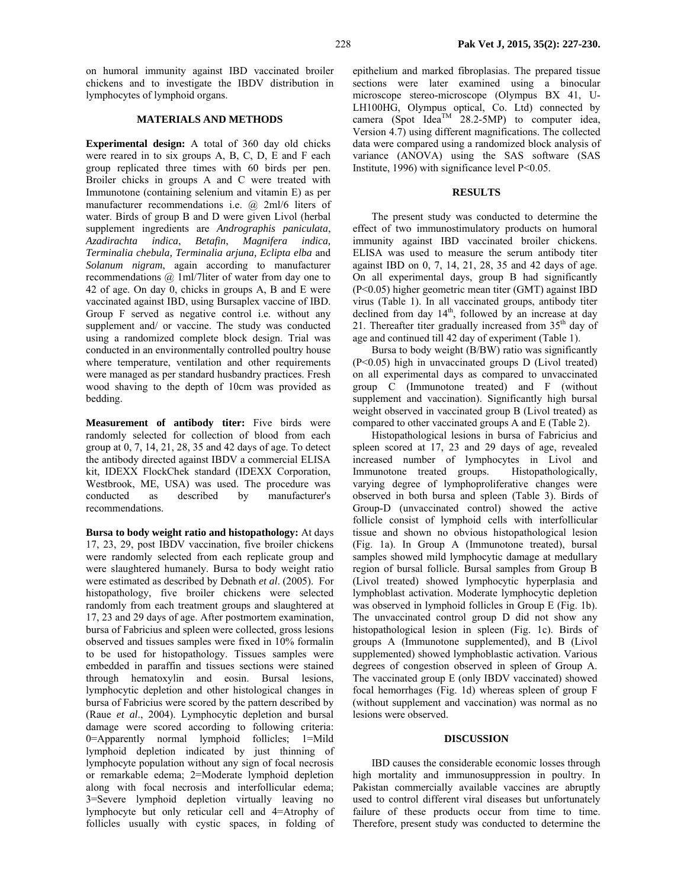on humoral immunity against IBD vaccinated broiler chickens and to investigate the IBDV distribution in lymphocytes of lymphoid organs.

## MATERIALS AND METHODS

**Experimental design:** A total of 360 day old chicks were reared in to six groups A, B, C, D, E and F each group replicated three times with 60 birds per pen. Broiler chicks in groups A and C were treated with Immunotone (containing selenium and vitamin E) as per manufacturer recommendations i.e. @ 2ml/6 liters of water. Birds of group B and D were given Livol (herbal supplement ingredients are *Andrographis paniculata*, *Azadirachta indica*, *Betafin*, *Magnifera indica, Terminalia chebula, Terminalia arjuna, Eclipta elba* and *Solanum nigram*, again according to manufacturer recommendations @ 1ml/7liter of water from day one to 42 of age. On day 0, chicks in groups A, B and E were vaccinated against IBD, using Bursaplex vaccine of IBD. Group F served as negative control i.e. without any supplement and/ or vaccine. The study was conducted using a randomized complete block design. Trial was conducted in an environmentally controlled poultry house where temperature, ventilation and other requirements were managed as per standard husbandry practices. Fresh wood shaving to the depth of 10cm was provided as bedding.

**Measurement of antibody titer:** Five birds were randomly selected for collection of blood from each group at 0, 7, 14, 21, 28, 35 and 42 days of age. To detect the antibody directed against IBDV a commercial ELISA kit, IDEXX FlockChek standard (IDEXX Corporation, Westbrook, ME, USA) was used. The procedure was conducted as described by manufacturer's recommendations.

**Bursa to body weight ratio and histopathology:** At days 17, 23, 29, post IBDV vaccination, five broiler chickens were randomly selected from each replicate group and were slaughtered humanely. Bursa to body weight ratio were estimated as described by Debnath *et al*. (2005). For histopathology, five broiler chickens were selected randomly from each treatment groups and slaughtered at 17, 23 and 29 days of age. After postmortem examination, bursa of Fabricius and spleen were collected, gross lesions observed and tissues samples were fixed in 10% formalin to be used for histopathology. Tissues samples were embedded in paraffin and tissues sections were stained through hematoxylin and eosin. Bursal lesions, lymphocytic depletion and other histological changes in bursa of Fabricius were scored by the pattern described by (Raue *et al*., 2004). Lymphocytic depletion and bursal damage were scored according to following criteria: 0=Apparently normal lymphoid follicles; 1=Mild lymphoid depletion indicated by just thinning of lymphocyte population without any sign of focal necrosis or remarkable edema; 2=Moderate lymphoid depletion along with focal necrosis and interfollicular edema; 3=Severe lymphoid depletion virtually leaving no lymphocyte but only reticular cell and 4=Atrophy of follicles usually with cystic spaces, in folding of epithelium and marked fibroplasias. The prepared tissue sections were later examined using a binocular microscope stereo-microscope (Olympus BX 41, U-LH100HG, Olympus optical, Co. Ltd) connected by camera (Spot Idea™ 28.2-5MP) to computer idea, Version 4.7) using different magnifications. The collected data were compared using a randomized block analysis of variance (ANOVA) using the SAS software (SAS Institute, 1996) with significance level $P<0.05$.

## RESULTS

The present study was conducted to determine the effect of two immunostimulatory products on humoral immunity against IBD vaccinated broiler chickens. ELISA was used to measure the serum antibody titer against IBD on 0, 7, 14, 21, 28, 35 and 42 days of age. On all experimental days, group B had significantly ($P<0.05$) higher geometric mean titer (GMT) against IBD virus (Table 1). In all vaccinated groups, antibody titer declined from day 14th, followed by an increase at day 21. Thereafter titer gradually increased from 35th day of age and continued till 42 day of experiment (Table 1).

Bursa to body weight (B/BW) ratio was significantly ($P<0.05$) high in unvaccinated groups D (Livol treated) on all experimental days as compared to unvaccinated group C (Immunotone treated) and F (without supplement and vaccination). Significantly high bursal weight observed in vaccinated group B (Livol treated) as compared to other vaccinated groups A and E (Table 2).

Histopathological lesions in bursa of Fabricius and spleen scored at 17, 23 and 29 days of age, revealed increased number of lymphocytes in Livol and Immunotone treated groups. Histopathologically, varying degree of lymphoproliferative changes were observed in both bursa and spleen (Table 3). Birds of Group-D (unvaccinated control) showed the active follicle consist of lymphoid cells with interfollicular tissue and shown no obvious histopathological lesion (Fig. 1a). In Group A (Immunotone treated), bursal samples showed mild lymphocytic damage at medullary region of bursal follicle. Bursal samples from Group B (Livol treated) showed lymphocytic hyperplasia and lymphoblast activation. Moderate lymphocytic depletion was observed in lymphoid follicles in Group E (Fig. 1b). The unvaccinated control group D did not show any histopathological lesion in spleen (Fig. 1c). Birds of groups A (Immunotone supplemented), and B (Livol supplemented) showed lymphoblastic activation. Various degrees of congestion observed in spleen of Group A. The vaccinated group E (only IBDV vaccinated) showed focal hemorrhages (Fig. 1d) whereas spleen of group F (without supplement and vaccination) was normal as no lesions were observed.

## DISCUSSION

IBD causes the considerable economic losses through high mortality and immunosuppression in poultry. In Pakistan commercially available vaccines are abruptly used to control different viral diseases but unfortunately failure of these products occur from time to time. Therefore, present study was conducted to determine the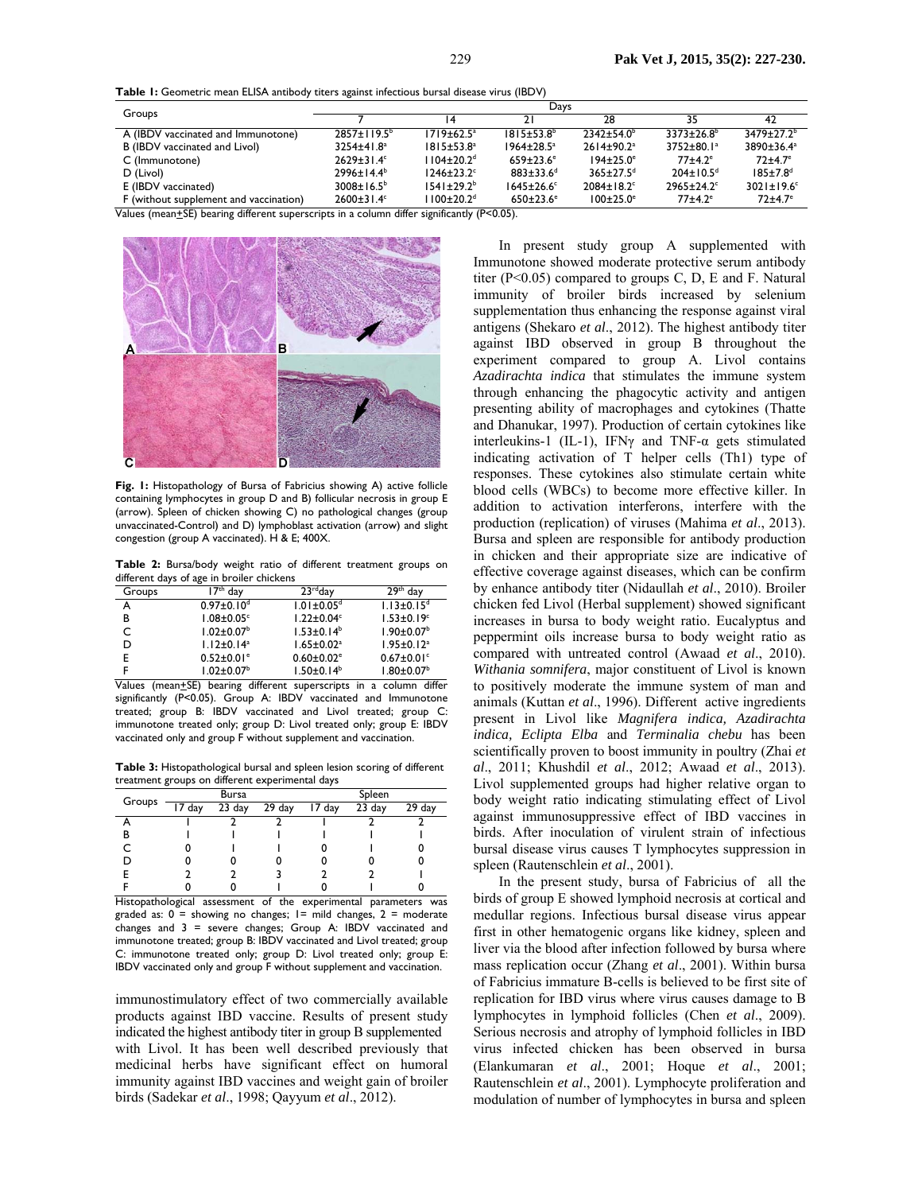**Table 1:** Geometric mean ELISA antibody titers against infectious bursal disease virus (IBDV)

| Groups | Days | | | | | |
|---|---|---|---|---|---|---|
| | 7 | 14 | 21 | 28 | 35 | 42 |
| A (IBDV vaccinated and Immunotone) | 2857±119.5[b] | 1719±62.5[a] | 1815±53.8[b] | 2342±54.0[b] | 3373±26.8[b] | 3479±27.2[b] |
| B (IBDV vaccinated and Livol) | 3254±41.8[a] | 1815±53.8[a] | 1964±28.5[a] | 2614±90.2[a] | 3752±80.1[a] | 3890±36.4[a] |
| C (Immunotone) | 2629±31.4[c] | 1104±20.2[d] | 659±23.6[e] | 77±4.2[e] | 77±4.2[e] | 72±4.7[e] |
| D (Livol) | 2996±14.4[b] | 1246±23.2[c] | 883±33.6[d] | 365±27.5[d] | 204±10.5[d] | 185±7.8[d] |
| E (IBDV vaccinated) | 3008±16.5[b] | 1541±29.2[b] | 1645±26.6[c] | 2084±18.2[c] | 2965±24.2[c] | 3021±19.6[c] |
| F (without supplement and vaccination) | 2600±31.4[c] | 1100±20.2[d] | 650±23.6[e] | 100±25.0[e] | 77±4.2[e] | 72±4.7[e] |

Values (mean±SE) bearing different superscripts in a column differ significantly (P<0.05).

**Fig. 1:** Histopathology of Bursa of Fabricius showing A) active follicle containing lymphocytes in group D and B) follicular necrosis in group E (arrow). Spleen of chicken showing C) no pathological changes (group unvaccinated-Control) and D) lymphoblast activation (arrow) and slight congestion (group A vaccinated). H & E; 400X.

**Table 2:** Bursa/body weight ratio of different treatment groups on different days of age in broiler chickens

| Groups | 17[th] day | 23[rd] day | 29[th] day |
|---|---|---|---|
| A | 0.97±0.10[d] | 1.01±0.05[d] | 1.13±0.15[d] |
| B | 1.08±0.05[c] | 1.22±0.04[c] | 1.53±0.19[c] |
| C | 1.02±0.07[b] | 1.53±0.14[b] | 1.90±0.07[b] |
| D | 1.12±0.14[a] | 1.65±0.02[a] | 1.95±0.12[a] |
| E | 0.52±0.01[e] | 0.60±0.02[e] | 0.67±0.01[c] |
| F | 1.02±0.07[b] | 1.50±0.14[b] | 1.80±0.07[b] |

Values (mean±SE) bearing different superscripts in a column differ significantly (P<0.05). Group A: IBDV vaccinated and Immunotone treated; group B: IBDV vaccinated and Livol treated; group C: immunotone treated only; group D: Livol treated only; group E: IBDV vaccinated only and group F without supplement and vaccination.

**Table 3:** Histopathological bursal and spleen lesion scoring of different treatment groups on different experimental days

| Groups | Bursa | | | Spleen | | |
|---|---|---|---|---|---|---|
| | 17 day | 23 day | 29 day | 17 day | 23 day | 29 day |
| A | 1 | 2 | 2 | 1 | 2 | 2 |
| B | 1 | 1 | 1 | 1 | 1 | 1 |
| C | 0 | 1 | 1 | 0 | 1 | 0 |
| D | 0 | 0 | 0 | 0 | 0 | 0 |
| E | 2 | 2 | 3 | 2 | 2 | 1 |
| F | 0 | 0 | 1 | 0 | 1 | 0 |

Histopathological assessment of the experimental parameters was graded as: 0 = showing no changes; 1= mild changes, 2 = moderate changes and 3 = severe changes; Group A: IBDV vaccinated and immunotone treated; group B: IBDV vaccinated and Livol treated; group C: immunotone treated only; group D: Livol treated only; group E: IBDV vaccinated only and group F without supplement and vaccination.

immunostimulatory effect of two commercially available products against IBD vaccine. Results of present study indicated the highest antibody titer in group B supplemented with Livol. It has been well described previously that medicinal herbs have significant effect on humoral immunity against IBD vaccines and weight gain of broiler birds (Sadekar *et al*., 1998; Qayyum *et al*., 2012).

In present study group A supplemented with Immunotone showed moderate protective serum antibody titer (P<0.05) compared to groups C, D, E and F. Natural immunity of broiler birds increased by selenium supplementation thus enhancing the response against viral antigens (Shekaro *et al*., 2012). The highest antibody titer against IBD observed in group B throughout the experiment compared to group A. Livol contains *Azadirachta indica* that stimulates the immune system through enhancing the phagocytic activity and antigen presenting ability of macrophages and cytokines (Thatte and Dhanukar, 1997). Production of certain cytokines like interleukins-1 (IL-1), IFNγ and TNF-α gets stimulated indicating activation of T helper cells (Th1) type of responses. These cytokines also stimulate certain white blood cells (WBCs) to become more effective killer. In addition to activation interferons, interfere with the production (replication) of viruses (Mahima *et al*., 2013). Bursa and spleen are responsible for antibody production in chicken and their appropriate size are indicative of effective coverage against diseases, which can be confirm by enhance antibody titer (Nidaullah *et al*., 2010). Broiler chicken fed Livol (Herbal supplement) showed significant increases in bursa to body weight ratio. Eucalyptus and peppermint oils increase bursa to body weight ratio as compared with untreated control (Awaad *et al*., 2010). *Withania somnifera*, major constituent of Livol is known to positively moderate the immune system of man and animals (Kuttan *et al*., 1996). Different active ingredients present in Livol like *Magnifera indica, Azadirachta indica, Eclipta Elba* and *Terminalia chebu* has been scientifically proven to boost immunity in poultry (Zhai *et al*., 2011; Khushdil *et al*., 2012; Awaad *et al*., 2013). Livol supplemented groups had higher relative organ to body weight ratio indicating stimulating effect of Livol against immunosuppressive effect of IBD vaccines in birds. After inoculation of virulent strain of infectious bursal disease virus causes T lymphocytes suppression in spleen (Rautenschlein *et al*., 2001).

In the present study, bursa of Fabricius of all the birds of group E showed lymphoid necrosis at cortical and medullar regions. Infectious bursal disease virus appear first in other hematogenic organs like kidney, spleen and liver via the blood after infection followed by bursa where mass replication occur (Zhang *et al*., 2001). Within bursa of Fabricius immature B-cells is believed to be first site of replication for IBD virus where virus causes damage to B lymphocytes in lymphoid follicles (Chen *et al*., 2009). Serious necrosis and atrophy of lymphoid follicles in IBD virus infected chicken has been observed in bursa (Elankumaran *et al*., 2001; Hoque *et al*., 2001; Rautenschlein *et al*., 2001). Lymphocyte proliferation and modulation of number of lymphocytes in bursa and spleen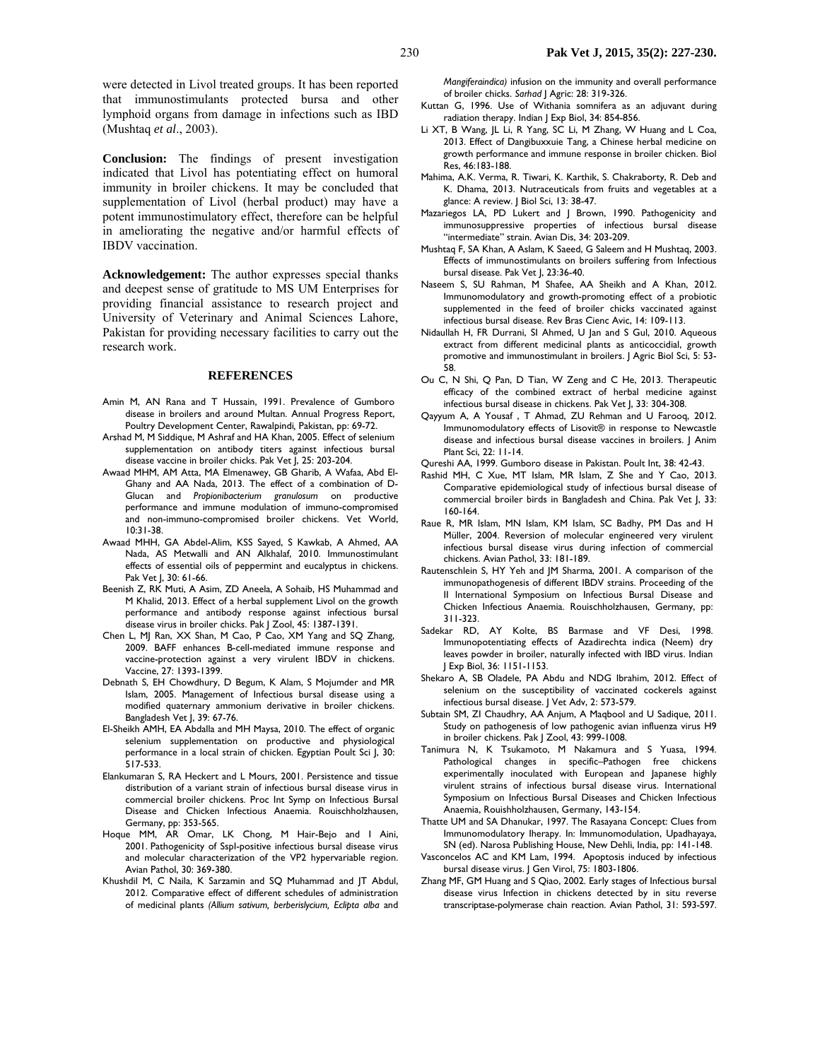were detected in Livol treated groups. It has been reported that immunostimulants protected bursa and other lymphoid organs from damage in infections such as IBD (Mushtaq *et al*., 2003).

**Conclusion:** The findings of present investigation indicated that Livol has potentiating effect on humoral immunity in broiler chickens. It may be concluded that supplementation of Livol (herbal product) may have a potent immunostimulatory effect, therefore can be helpful in ameliorating the negative and/or harmful effects of IBDV vaccination.

**Acknowledgement:** The author expresses special thanks and deepest sense of gratitude to MS UM Enterprises for providing financial assistance to research project and University of Veterinary and Animal Sciences Lahore, Pakistan for providing necessary facilities to carry out the research work.

## REFERENCES

Amin M, AN Rana and T Hussain, 1991. Prevalence of Gumboro disease in broilers and around Multan. Annual Progress Report, Poultry Development Center, Rawalpindi, Pakistan, pp: 69-72.

Arshad M, M Siddique, M Ashraf and HA Khan, 2005. Effect of selenium supplementation on antibody titers against infectious bursal disease vaccine in broiler chicks. Pak Vet J, 25: 203-204.

Awaad MHM, AM Atta, MA Elmenawey, GB Gharib, A Wafaa, Abd El-Ghany and AA Nada, 2013. The effect of a combination of D-Glucan and *Propionibacterium granulosum* on productive performance and immune modulation of immuno-compromised and non-immuno-compromised broiler chickens. Vet World, 10:31-38.

Awaad MHH, GA Abdel-Alim, KSS Sayed, S Kawkab, A Ahmed, AA Nada, AS Metwalli and AN Alkhalaf, 2010. Immunostimulant effects of essential oils of peppermint and eucalyptus in chickens. Pak Vet J, 30: 61-66.

Beenish Z, RK Muti, A Asim, ZD Aneela, A Sohaib, HS Muhammad and M Khalid, 2013. Effect of a herbal supplement Livol on the growth performance and antibody response against infectious bursal disease virus in broiler chicks. Pak J Zool, 45: 1387-1391.

Chen L, MJ Ran, XX Shan, M Cao, P Cao, XM Yang and SQ Zhang, 2009. BAFF enhances B-cell-mediated immune response and vaccine-protection against a very virulent IBDV in chickens. Vaccine, 27: 1393-1399.

Debnath S, EH Chowdhury, D Begum, K Alam, S Mojumder and MR Islam, 2005. Management of Infectious bursal disease using a modified quaternary ammonium derivative in broiler chickens. Bangladesh Vet J, 39: 67-76.

El-Sheikh AMH, EA Abdalla and MH Maysa, 2010. The effect of organic selenium supplementation on productive and physiological performance in a local strain of chicken. Egyptian Poult Sci J, 30: 517-533.

Elankumaran S, RA Heckert and L Mours, 2001. Persistence and tissue distribution of a variant strain of infectious bursal disease virus in commercial broiler chickens. Proc Int Symp on Infectious Bursal Disease and Chicken Infectious Anaemia. Rouischholzhausen, Germany, pp: 353-565.

Hoque MM, AR Omar, LK Chong, M Hair-Bejo and I Aini, 2001. Pathogenicity of SspI-positive infectious bursal disease virus and molecular characterization of the VP2 hypervariable region. Avian Pathol, 30: 369-380.

Khushdil M, C Naila, K Sarzamin and SQ Muhammad and JT Abdul, 2012. Comparative effect of different schedules of administration of medicinal plants *(Allium sativum, berberislycium, Eclipta alba* and *Mangiferaindica)* infusion on the immunity and overall performance of broiler chicks. *Sarhad* J Agric: 28: 319-326.

Kuttan G, 1996. Use of Withania somnifera as an adjuvant during radiation therapy. Indian J Exp Biol, 34: 854-856.

Li XT, B Wang, JL Li, R Yang, SC Li, M Zhang, W Huang and L Coa, 2013. Effect of Dangibuxxuie Tang, a Chinese herbal medicine on growth performance and immune response in broiler chicken. Biol Res, 46:183-188.

Mahima, A.K. Verma, R. Tiwari, K. Karthik, S. Chakraborty, R. Deb and K. Dhama, 2013. Nutraceuticals from fruits and vegetables at a glance: A review. J Biol Sci, 13: 38-47.

Mazariegos LA, PD Lukert and J Brown, 1990. Pathogenicity and immunosuppressive properties of infectious bursal disease "intermediate" strain. Avian Dis, 34: 203-209.

Mushtaq F, SA Khan, A Aslam, K Saeed, G Saleem and H Mushtaq, 2003. Effects of immunostimulants on broilers suffering from Infectious bursal disease. Pak Vet J, 23:36-40.

Naseem S, SU Rahman, M Shafee, AA Sheikh and A Khan, 2012. Immunomodulatory and growth-promoting effect of a probiotic supplemented in the feed of broiler chicks vaccinated against infectious bursal disease. Rev Bras Cienc Avic, 14: 109-113.

Nidaullah H, FR Durrani, SI Ahmed, U Jan and S Gul, 2010. Aqueous extract from different medicinal plants as anticoccidial, growth promotive and immunostimulant in broilers. J Agric Biol Sci, 5: 53-58.

Ou C, N Shi, Q Pan, D Tian, W Zeng and C He, 2013. Therapeutic efficacy of the combined extract of herbal medicine against infectious bursal disease in chickens. Pak Vet J, 33: 304-308.

Qayyum A, A Yousaf , T Ahmad, ZU Rehman and U Farooq, 2012. Immunomodulatory effects of Lisovit® in response to Newcastle disease and infectious bursal disease vaccines in broilers. J Anim Plant Sci, 22: 11-14.

Qureshi AA, 1999. Gumboro disease in Pakistan. Poult Int, 38: 42-43.

Rashid MH, C Xue, MT Islam, MR Islam, Z She and Y Cao, 2013. Comparative epidemiological study of infectious bursal disease of commercial broiler birds in Bangladesh and China. Pak Vet J, 33: 160-164.

Raue R, MR Islam, MN Islam, KM Islam, SC Badhy, PM Das and H Müller, 2004. Reversion of molecular engineered very virulent infectious bursal disease virus during infection of commercial chickens. Avian Pathol, 33: 181-189.

Rautenschlein S, HY Yeh and JM Sharma, 2001. A comparison of the immunopathogenesis of different IBDV strains. Proceeding of the II International Symposium on Infectious Bursal Disease and Chicken Infectious Anaemia. Rouischholzhausen, Germany, pp: 311-323.

Sadekar RD, AY Kolte, BS Barmase and VF Desi, 1998. Immunopotentiating effects of Azadirechta indica (Neem) dry leaves powder in broiler, naturally infected with IBD virus. Indian J Exp Biol, 36: 1151-1153.

Shekaro A, SB Oladele, PA Abdu and NDG Ibrahim, 2012. Effect of selenium on the susceptibility of vaccinated cockerels against infectious bursal disease. J Vet Adv, 2: 573-579.

Subtain SM, ZI Chaudhry, AA Anjum, A Maqbool and U Sadique, 2011. Study on pathogenesis of low pathogenic avian influenza virus H9 in broiler chickens. Pak J Zool, 43: 999-1008.

Tanimura N, K Tsukamoto, M Nakamura and S Yuasa, 1994. Pathological changes in specific–Pathogen free chickens experimentally inoculated with European and Japanese highly virulent strains of infectious bursal disease virus. International Symposium on Infectious Bursal Diseases and Chicken Infectious Anaemia, Rouishholzhausen, Germany, 143-154.

Thatte UM and SA Dhanukar, 1997. The Rasayana Concept: Clues from Immunomodulatory lherapy. In: Immunomodulation, Upadhayaya, SN (ed). Narosa Publishing House, New Dehli, India, pp: 141-148.

Vasconcelos AC and KM Lam, 1994. Apoptosis induced by infectious bursal disease virus. J Gen Virol, 75: 1803-1806.

Zhang MF, GM Huang and S Qiao, 2002. Early stages of Infectious bursal disease virus Infection in chickens detected by in situ reverse transcriptase-polymerase chain reaction. Avian Pathol, 31: 593-597.